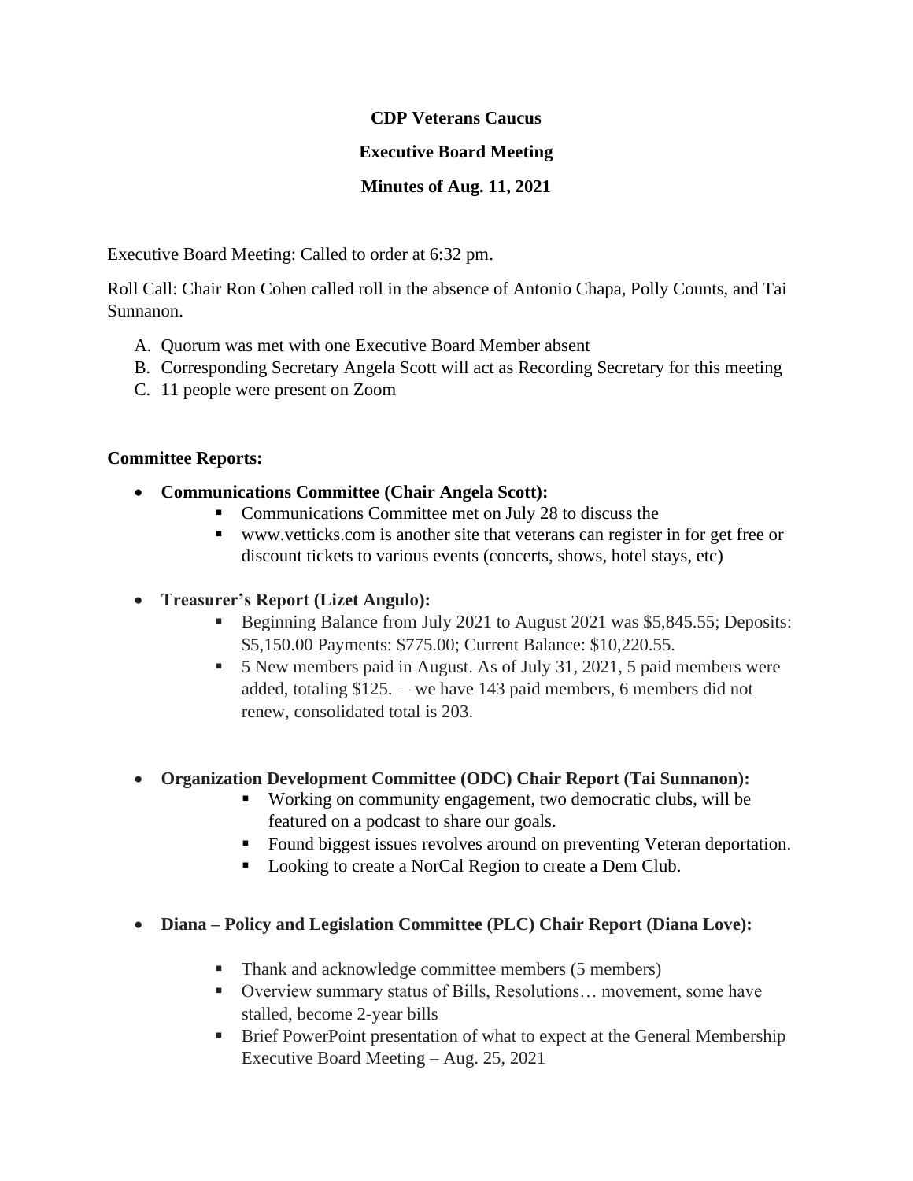**CDP Veterans Caucus**

**Executive Board Meeting**

**Minutes of Aug. 11, 2021**

Executive Board Meeting: Called to order at 6:32 pm.

Roll Call: Chair Ron Cohen called roll in the absence of Antonio Chapa, Polly Counts, and Tai Sunnanon.

A. Quorum was met with one Executive Board Member absent
B. Corresponding Secretary Angela Scott will act as Recording Secretary for this meeting
C. 11 people were present on Zoom

**Committee Reports:**

- **Communications Committee (Chair Angela Scott):**
  - Communications Committee met on July 28 to discuss the
  - www.vetticks.com is another site that veterans can register in for get free or discount tickets to various events (concerts, shows, hotel stays, etc)

- **Treasurer's Report (Lizet Angulo):**
  - Beginning Balance from July 2021 to August 2021 was $5,845.55; Deposits: $5,150.00 Payments: $775.00; Current Balance: $10,220.55.
  - 5 New members paid in August. As of July 31, 2021, 5 paid members were added, totaling $125. – we have 143 paid members, 6 members did not renew, consolidated total is 203.

- **Organization Development Committee (ODC) Chair Report (Tai Sunnanon):**
  - Working on community engagement, two democratic clubs, will be featured on a podcast to share our goals.
  - Found biggest issues revolves around on preventing Veteran deportation.
  - Looking to create a NorCal Region to create a Dem Club.

- **Diana – Policy and Legislation Committee (PLC) Chair Report (Diana Love):**
  - Thank and acknowledge committee members (5 members)
  - Overview summary status of Bills, Resolutions… movement, some have stalled, become 2-year bills
  - Brief PowerPoint presentation of what to expect at the General Membership Executive Board Meeting – Aug. 25, 2021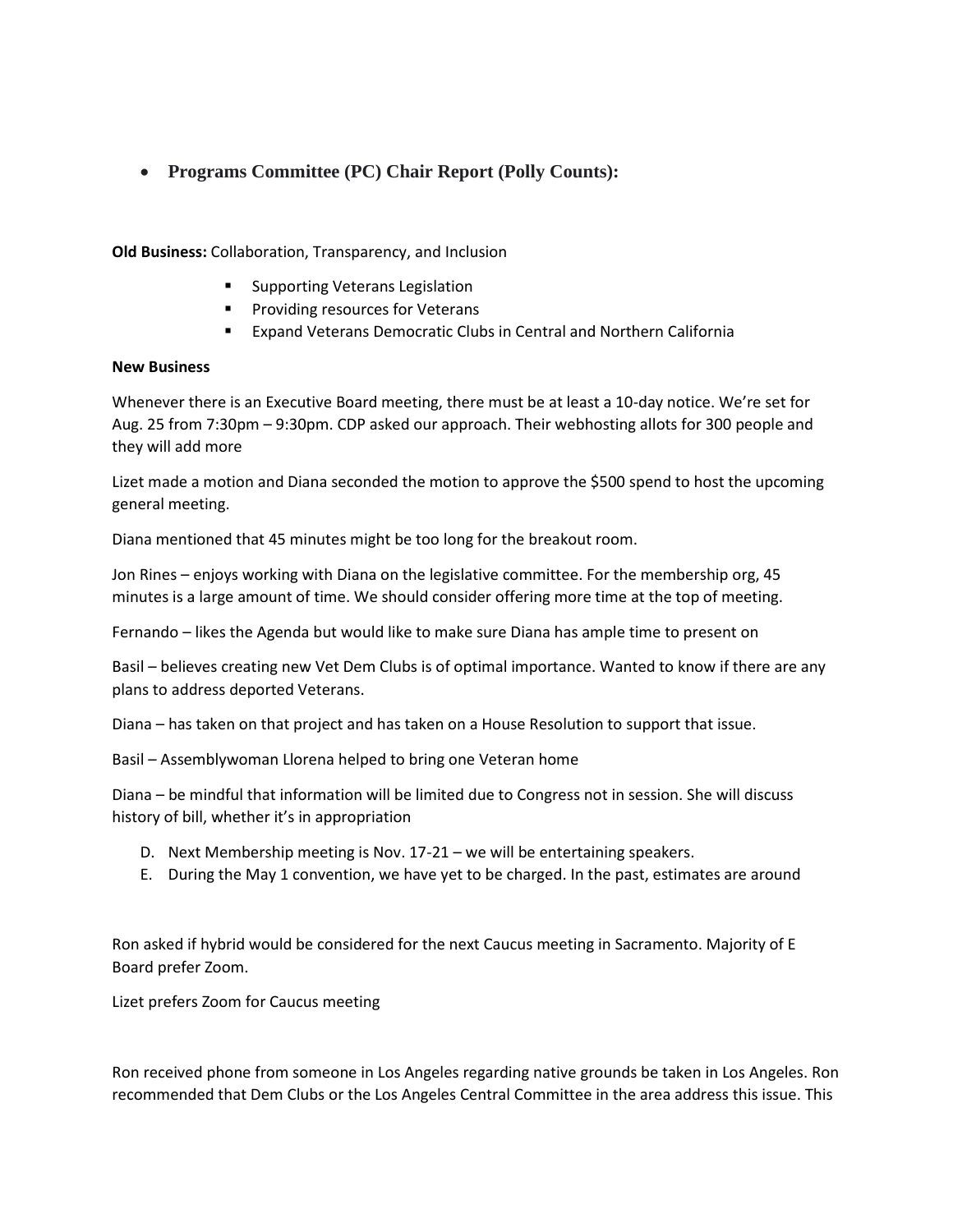- **Programs Committee (PC) Chair Report (Polly Counts):**

**Old Business:** Collaboration, Transparency, and Inclusion

- Supporting Veterans Legislation
- Providing resources for Veterans
- Expand Veterans Democratic Clubs in Central and Northern California

**New Business**

Whenever there is an Executive Board meeting, there must be at least a 10-day notice. We're set for Aug. 25 from 7:30pm – 9:30pm. CDP asked our approach. Their webhosting allots for 300 people and they will add more

Lizet made a motion and Diana seconded the motion to approve the $500 spend to host the upcoming general meeting.

Diana mentioned that 45 minutes might be too long for the breakout room.

Jon Rines – enjoys working with Diana on the legislative committee. For the membership org, 45 minutes is a large amount of time. We should consider offering more time at the top of meeting.

Fernando – likes the Agenda but would like to make sure Diana has ample time to present on

Basil – believes creating new Vet Dem Clubs is of optimal importance. Wanted to know if there are any plans to address deported Veterans.

Diana – has taken on that project and has taken on a House Resolution to support that issue.

Basil – Assemblywoman Llorena helped to bring one Veteran home

Diana – be mindful that information will be limited due to Congress not in session. She will discuss history of bill, whether it's in appropriation

D. Next Membership meeting is Nov. 17-21 – we will be entertaining speakers.
E. During the May 1 convention, we have yet to be charged. In the past, estimates are around

Ron asked if hybrid would be considered for the next Caucus meeting in Sacramento. Majority of E Board prefer Zoom.

Lizet prefers Zoom for Caucus meeting

Ron received phone from someone in Los Angeles regarding native grounds be taken in Los Angeles. Ron recommended that Dem Clubs or the Los Angeles Central Committee in the area address this issue. This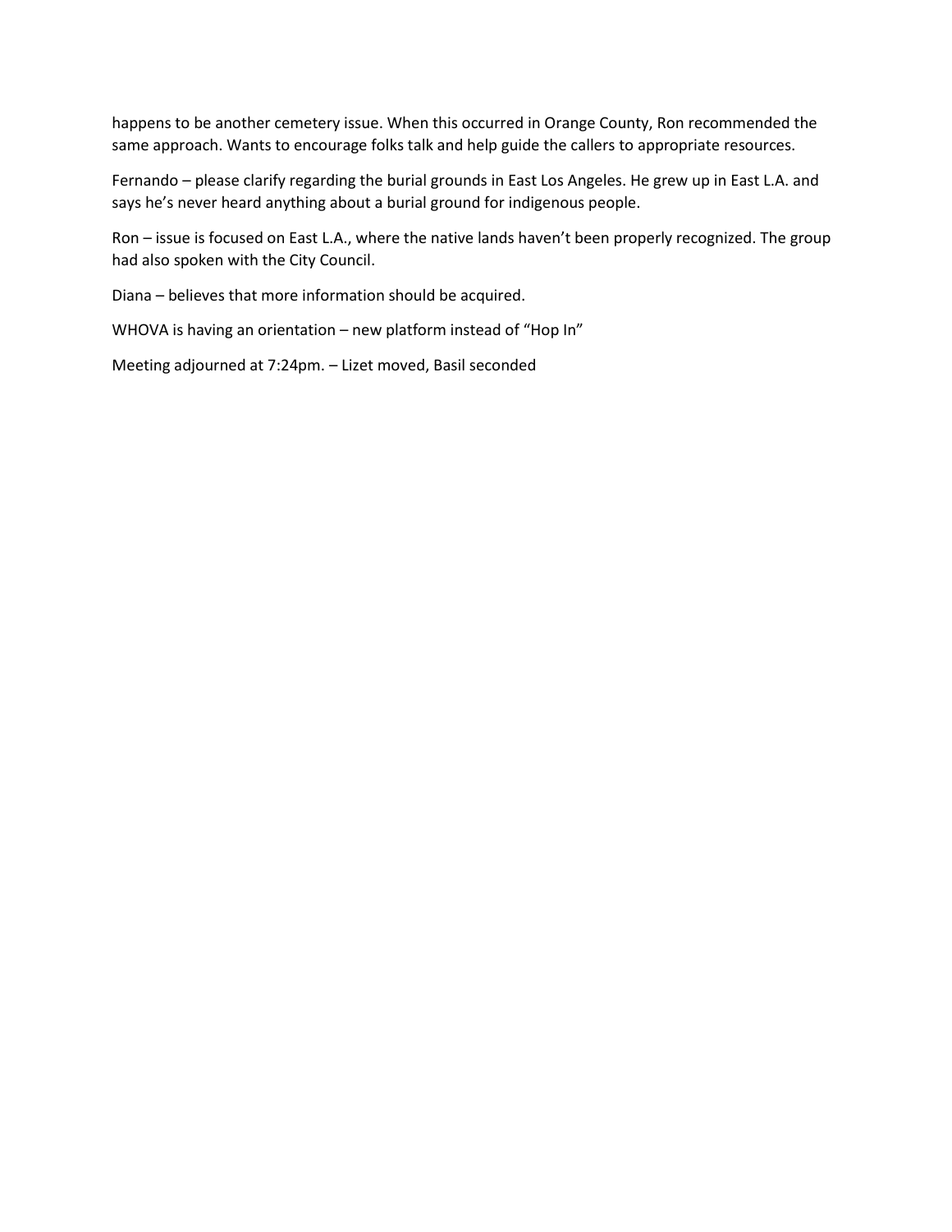happens to be another cemetery issue. When this occurred in Orange County, Ron recommended the same approach. Wants to encourage folks talk and help guide the callers to appropriate resources.

Fernando – please clarify regarding the burial grounds in East Los Angeles. He grew up in East L.A. and says he's never heard anything about a burial ground for indigenous people.

Ron – issue is focused on East L.A., where the native lands haven't been properly recognized. The group had also spoken with the City Council.

Diana – believes that more information should be acquired.

WHOVA is having an orientation – new platform instead of "Hop In"

Meeting adjourned at 7:24pm. – Lizet moved, Basil seconded